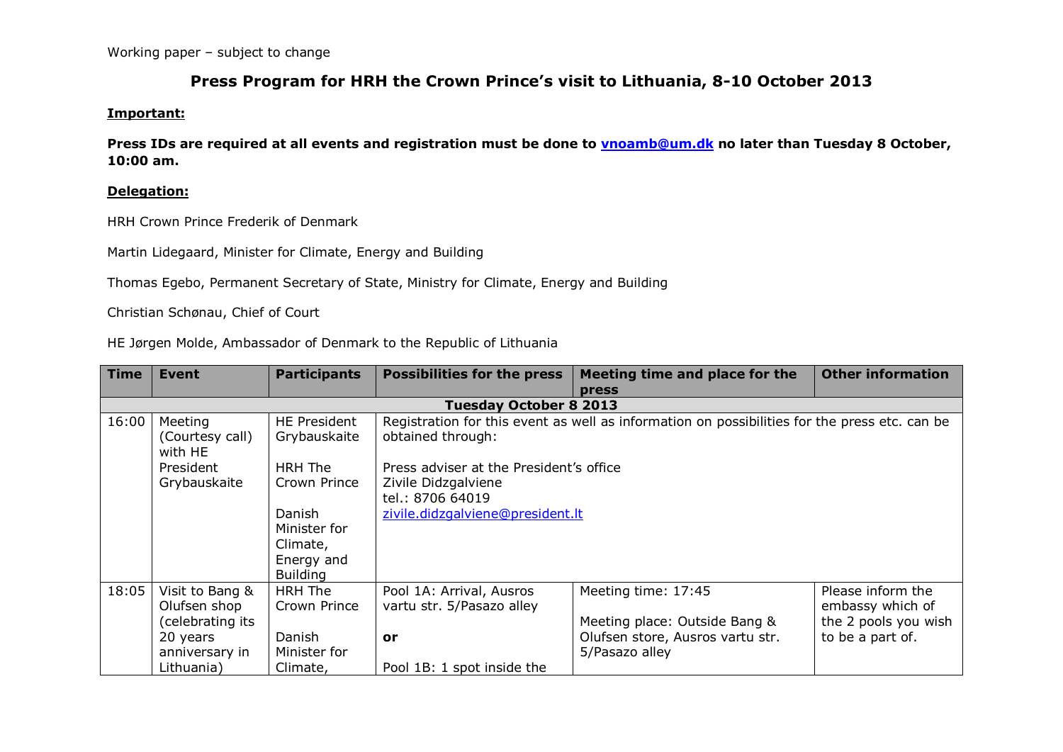Working paper – subject to change

# Press Program for HRH the Crown Prince's visit to Lithuania, 8-10 October 2013

**Important:**

**Press IDs are required at all events and registration must be done to vnoamb@um.dk no later than Tuesday 8 October, 10:00 am.**

**Delegation:**

HRH Crown Prince Frederik of Denmark

Martin Lidegaard, Minister for Climate, Energy and Building

Thomas Egebo, Permanent Secretary of State, Ministry for Climate, Energy and Building

Christian Schønau, Chief of Court

HE Jørgen Molde, Ambassador of Denmark to the Republic of Lithuania

| Time | Event | Participants | Possibilities for the press | Meeting time and place for the press | Other information |
|---|---|---|---|---|---|
| **Tuesday October 8 2013** | | | | | |
| 16:00 | Meeting (Courtesy call) with HE President Grybauskaite | HE President Grybauskaite<br><br>HRH The Crown Prince<br><br>Danish Minister for Climate, Energy and Building | Registration for this event as well as information on possibilities for the press etc. can be obtained through:<br><br>Press adviser at the President's office<br>Zivile Didzgalviene<br>tel.: 8706 64019<br>zivile.didzgalviene@president.lt | | |
| 18:05 | Visit to Bang & Olufsen shop (celebrating its 20 years anniversary in Lithuania) | HRH The Crown Prince<br><br>Danish Minister for Climate, | Pool 1A: Arrival, Ausros vartu str. 5/Pasazo alley<br><br>**or**<br><br>Pool 1B: 1 spot inside the | Meeting time: 17:45<br><br>Meeting place: Outside Bang & Olufsen store, Ausros vartu str. 5/Pasazo alley | Please inform the embassy which of the 2 pools you wish to be a part of. |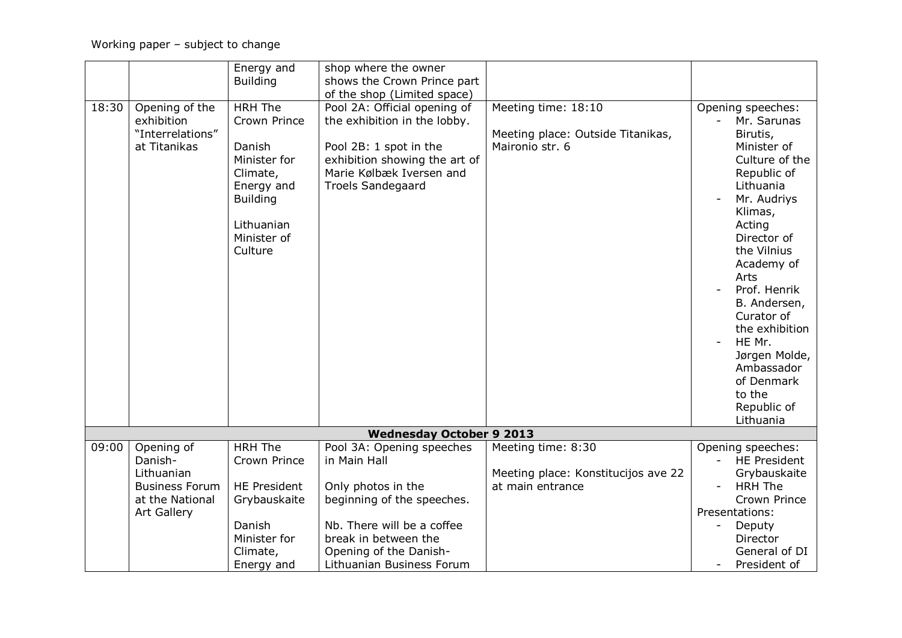Working paper – subject to change

| | | | | | |
|---|---|---|---|---|---|
| | | Energy and Building | shop where the owner shows the Crown Prince part of the shop (Limited space) | | |
| 18:30 | Opening of the exhibition "Interrelations" at Titanikas | HRH The Crown Prince<br><br>Danish Minister for Climate, Energy and Building<br><br>Lithuanian Minister of Culture | Pool 2A: Official opening of the exhibition in the lobby.<br><br>Pool 2B: 1 spot in the exhibition showing the art of Marie Kølbæk Iversen and Troels Sandegaard | Meeting time: 18:10<br><br>Meeting place: Outside Titanikas, Maironio str. 6 | Opening speeches:<br>- Mr. Sarunas Birutis, Minister of Culture of the Republic of Lithuania<br>- Mr. Audriys Klimas, Acting Director of the Vilnius Academy of Arts<br>- Prof. Henrik B. Andersen, Curator of the exhibition<br>- HE Mr. Jørgen Molde, Ambassador of Denmark to the Republic of Lithuania |
| | | | **Wednesday October 9 2013** | | |
| 09:00 | Opening of Danish-Lithuanian Business Forum at the National Art Gallery | HRH The Crown Prince<br><br>HE President Grybauskaite<br><br>Danish Minister for Climate, Energy and | Pool 3A: Opening speeches in Main Hall<br><br>Only photos in the beginning of the speeches.<br><br>Nb. There will be a coffee break in between the Opening of the Danish-Lithuanian Business Forum | Meeting time: 8:30<br><br>Meeting place: Konstitucijos ave 22 at main entrance | Opening speeches:<br>- HE President Grybauskaite<br>- HRH The Crown Prince<br>Presentations:<br>- Deputy Director General of DI<br>- President of |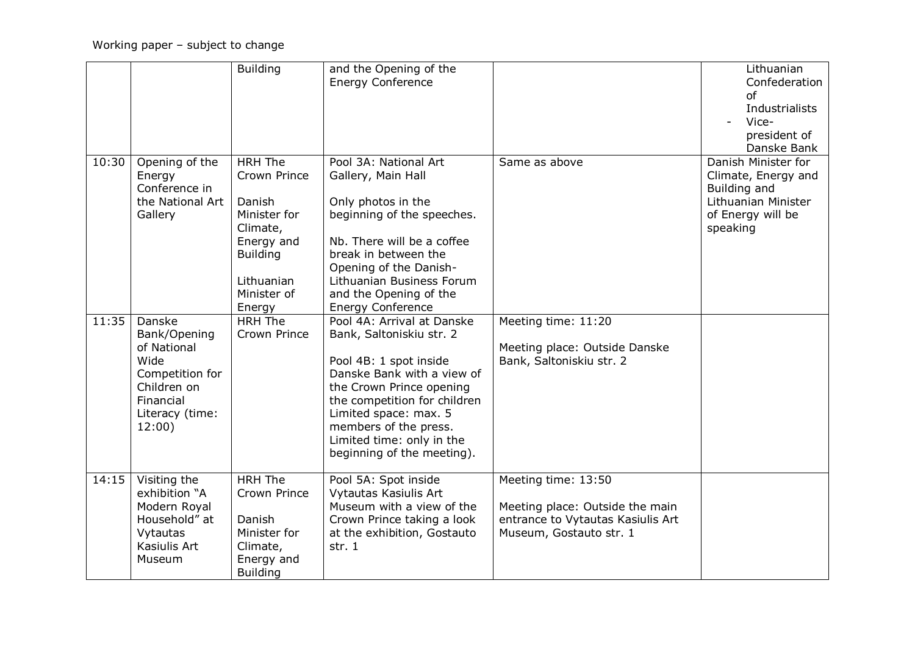Working paper – subject to change

| | | | | | |
|---|---|---|---|---|---|
| | | Building | and the Opening of the Energy Conference | | Lithuanian Confederation of Industrialists<br>- Vice-president of Danske Bank |
| 10:30 | Opening of the Energy Conference in the National Art Gallery | HRH The Crown Prince<br><br>Danish Minister for Climate, Energy and Building<br><br>Lithuanian Minister of Energy | Pool 3A: National Art Gallery, Main Hall<br><br>Only photos in the beginning of the speeches.<br><br>Nb. There will be a coffee break in between the Opening of the Danish-Lithuanian Business Forum and the Opening of the Energy Conference | Same as above | Danish Minister for Climate, Energy and Building and Lithuanian Minister of Energy will be speaking |
| 11:35 | Danske Bank/Opening of National Wide Competition for Children on Financial Literacy (time: 12:00) | HRH The Crown Prince | Pool 4A: Arrival at Danske Bank, Saltoniskiu str. 2<br><br>Pool 4B: 1 spot inside Danske Bank with a view of the Crown Prince opening the competition for children Limited space: max. 5 members of the press. Limited time: only in the beginning of the meeting). | Meeting time: 11:20<br><br>Meeting place: Outside Danske Bank, Saltoniskiu str. 2 | |
| 14:15 | Visiting the exhibition "A Modern Royal Household" at Vytautas Kasiulis Art Museum | HRH The Crown Prince<br><br>Danish Minister for Climate, Energy and Building | Pool 5A: Spot inside Vytautas Kasiulis Art Museum with a view of the Crown Prince taking a look at the exhibition, Gostauto str. 1 | Meeting time: 13:50<br><br>Meeting place: Outside the main entrance to Vytautas Kasiulis Art Museum, Gostauto str. 1 | |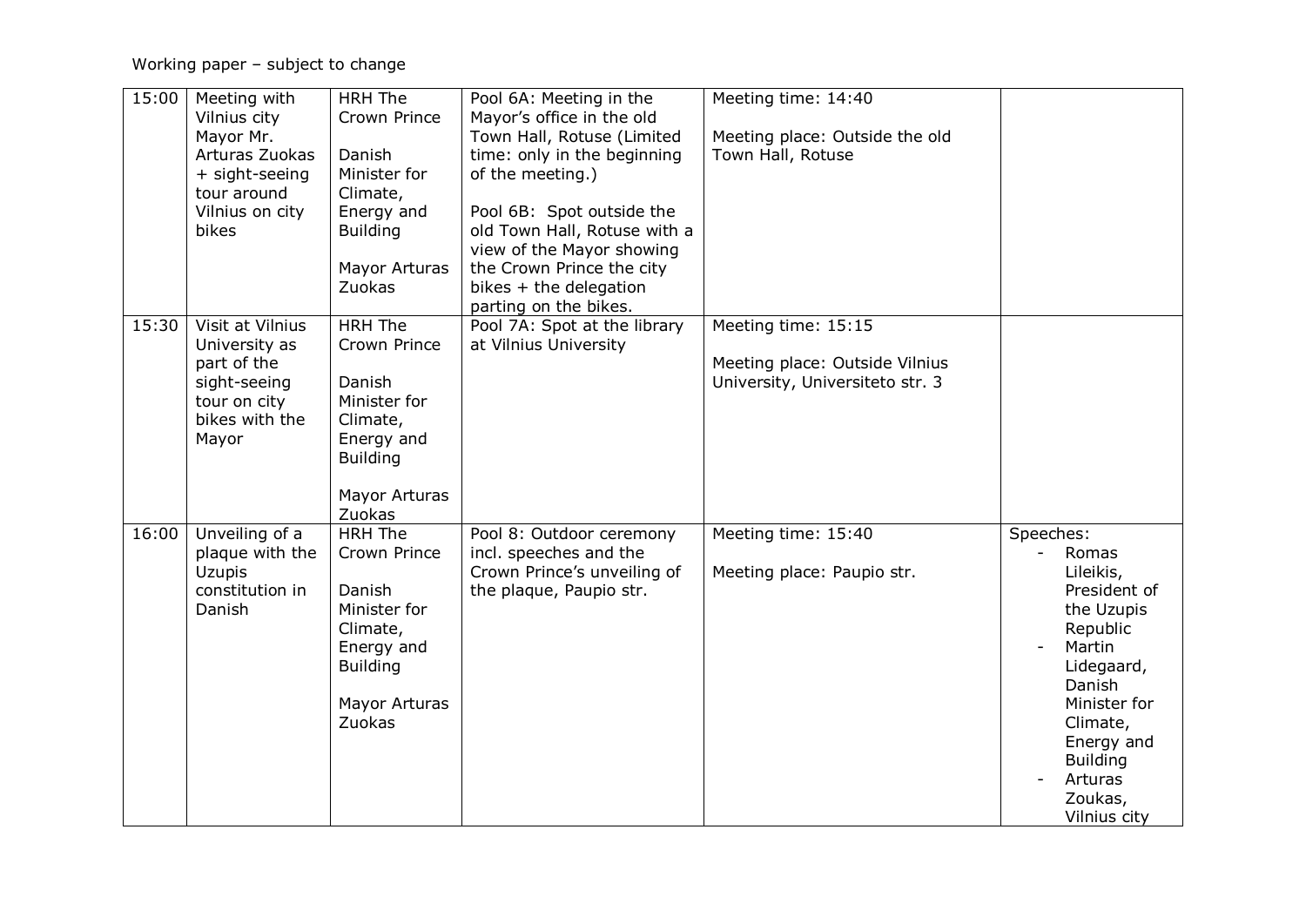Working paper – subject to change

| | | | | | |
|---|---|---|---|---|---|
| 15:00 | Meeting with Vilnius city Mayor Mr. Arturas Zuokas + sight-seeing tour around Vilnius on city bikes | HRH The Crown Prince<br><br>Danish Minister for Climate, Energy and Building<br><br>Mayor Arturas Zuokas | Pool 6A: Meeting in the Mayor's office in the old Town Hall, Rotuse (Limited time: only in the beginning of the meeting.)<br><br>Pool 6B: Spot outside the old Town Hall, Rotuse with a view of the Mayor showing the Crown Prince the city bikes + the delegation parting on the bikes. | Meeting time: 14:40<br><br>Meeting place: Outside the old Town Hall, Rotuse | |
| 15:30 | Visit at Vilnius University as part of the sight-seeing tour on city bikes with the Mayor | HRH The Crown Prince<br><br>Danish Minister for Climate, Energy and Building<br><br>Mayor Arturas Zuokas | Pool 7A: Spot at the library at Vilnius University | Meeting time: 15:15<br><br>Meeting place: Outside Vilnius University, Universiteto str. 3 | |
| 16:00 | Unveiling of a plaque with the Uzupis constitution in Danish | HRH The Crown Prince<br><br>Danish Minister for Climate, Energy and Building<br><br>Mayor Arturas Zuokas | Pool 8: Outdoor ceremony incl. speeches and the Crown Prince's unveiling of the plaque, Paupio str. | Meeting time: 15:40<br><br>Meeting place: Paupio str. | Speeches:<br>- Romas Lileikis, President of the Uzupis Republic<br>- Martin Lidegaard, Danish Minister for Climate, Energy and Building<br>- Arturas Zoukas, Vilnius city |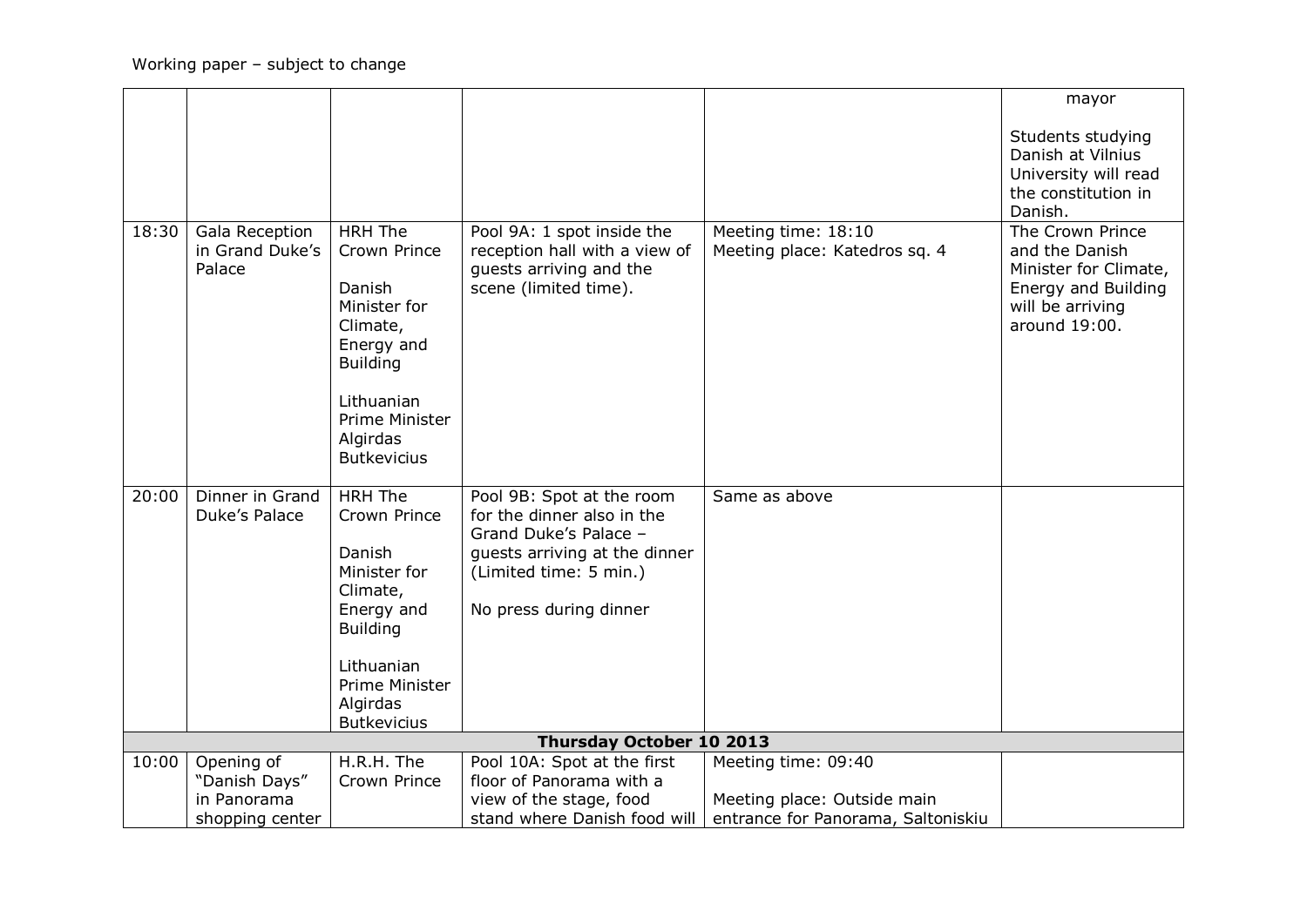Working paper – subject to change

| | | | | | |
|---|---|---|---|---|---|
| | | | | | mayor<br><br>Students studying Danish at Vilnius University will read the constitution in Danish. |
| 18:30 | Gala Reception in Grand Duke's Palace | HRH The Crown Prince<br><br>Danish Minister for Climate, Energy and Building<br><br>Lithuanian Prime Minister Algirdas Butkevicius | Pool 9A: 1 spot inside the reception hall with a view of guests arriving and the scene (limited time). | Meeting time: 18:10<br>Meeting place: Katedros sq. 4 | The Crown Prince and the Danish Minister for Climate, Energy and Building will be arriving around 19:00. |
| 20:00 | Dinner in Grand Duke's Palace | HRH The Crown Prince<br><br>Danish Minister for Climate, Energy and Building<br><br>Lithuanian Prime Minister Algirdas Butkevicius | Pool 9B: Spot at the room for the dinner also in the Grand Duke's Palace – guests arriving at the dinner (Limited time: 5 min.)<br><br>No press during dinner | Same as above | |
| **Thursday October 10 2013** | | | | | |
| 10:00 | Opening of "Danish Days" in Panorama shopping center | H.R.H. The Crown Prince | Pool 10A: Spot at the first floor of Panorama with a view of the stage, food stand where Danish food will | Meeting time: 09:40<br><br>Meeting place: Outside main entrance for Panorama, Saltoniskiu | |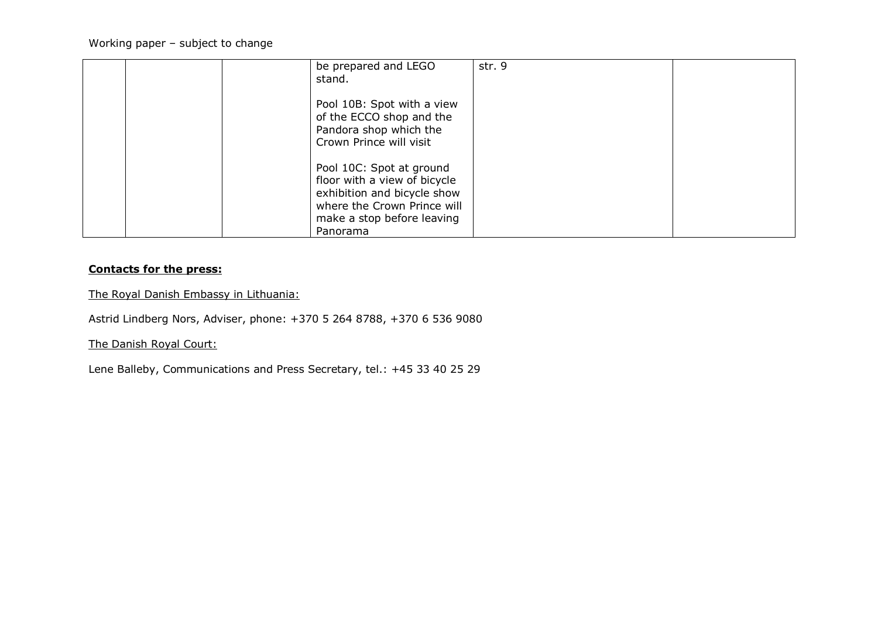Working paper – subject to change

| | | | | | |
|---|---|---|---|---|---|
| | | | be prepared and LEGO stand.<br><br>Pool 10B: Spot with a view of the ECCO shop and the Pandora shop which the Crown Prince will visit<br><br>Pool 10C: Spot at ground floor with a view of bicycle exhibition and bicycle show where the Crown Prince will make a stop before leaving Panorama | str. 9 | |

**<u>Contacts for the press:</u>**

<u>The Royal Danish Embassy in Lithuania:</u>

Astrid Lindberg Nors, Adviser, phone: +370 5 264 8788, +370 6 536 9080

<u>The Danish Royal Court:</u>

Lene Balleby, Communications and Press Secretary, tel.: +45 33 40 25 29